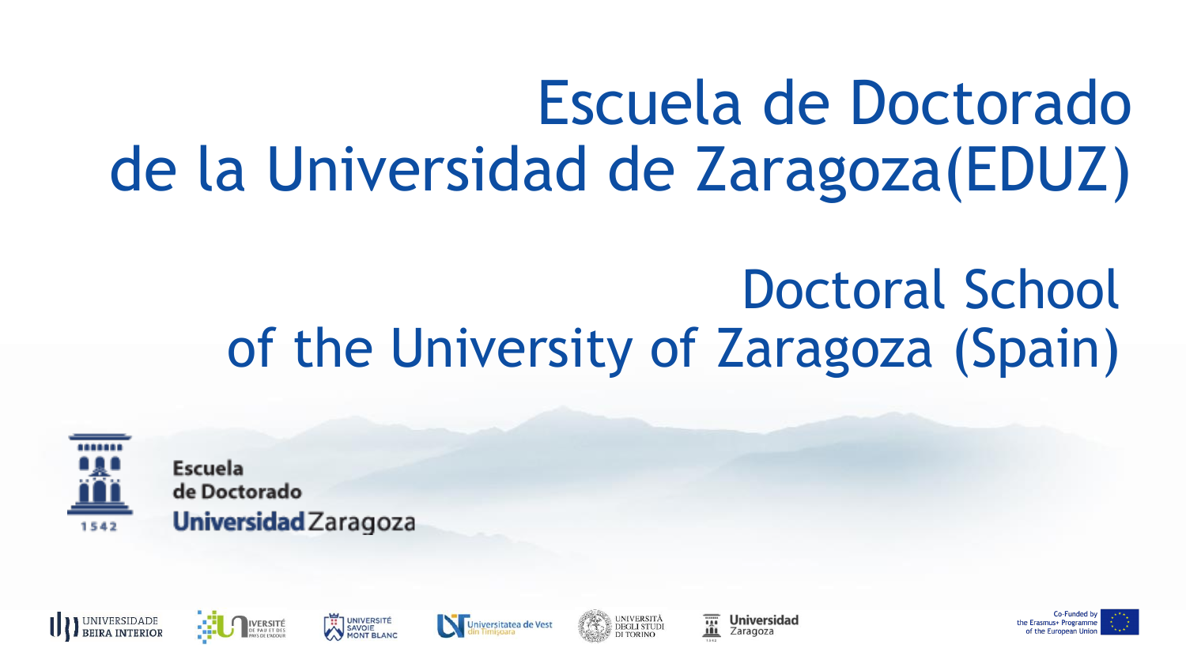# Escuela de Doctorado de la Universidad de Zaragoza(EDUZ)

## Doctoral School of the University of Zaragoza (Spain)

Escuela de Doctorado Universidad Zaragoza

UNIVERSIDADE BEIRA INTERIOR

UNIVERSITÉ DE PAU ET DES PAYS DE L'ADOUR

UNIVERSITÉ SAVOIE MONT BLANC

Universitatea de Vest din Timişoara

UNIVERSITÀ DEGLI STUDI DI TORINO

Universidad Zaragoza

Co-Funded by the Erasmus+ Programme of the European Union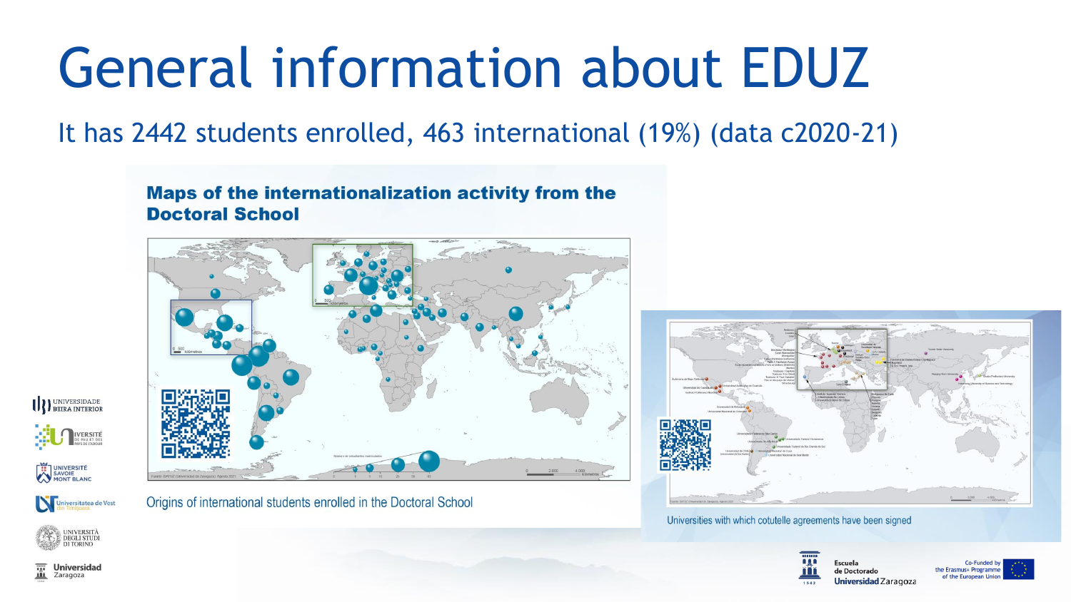# General information about EDUZ

It has 2442 students enrolled, 463 international (19%) (data c2020-21)

**Maps of the internationalization activity from the Doctoral School**

Origins of international students enrolled in the Doctoral School

Universities with which cotutelle agreements have been signed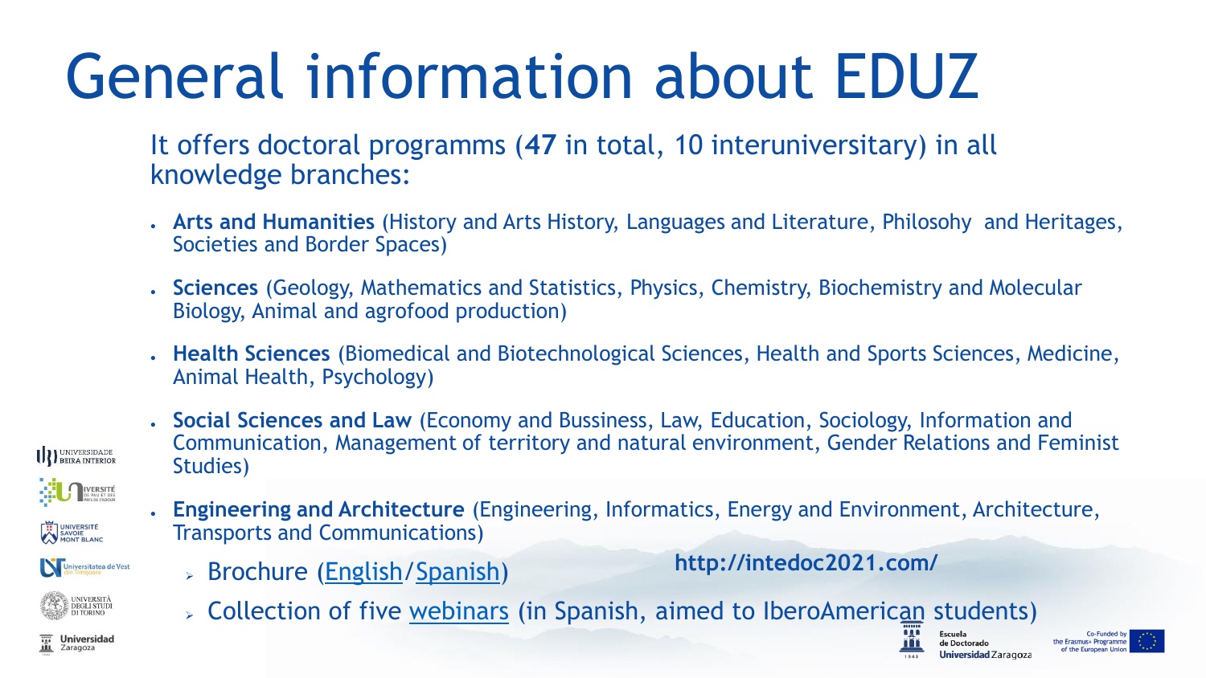# General information about EDUZ

It offers doctoral programms (**47** in total, 10 interuniversitary) in all knowledge branches:

- **Arts and Humanities** (History and Arts History, Languages and Literature, Philosohy and Heritages, Societies and Border Spaces)
- **Sciences** (Geology, Mathematics and Statistics, Physics, Chemistry, Biochemistry and Molecular Biology, Animal and agrofood production)
- **Health Sciences** (Biomedical and Biotechnological Sciences, Health and Sports Sciences, Medicine, Animal Health, Psychology)
- **Social Sciences and Law** (Economy and Bussiness, Law, Education, Sociology, Information and Communication, Management of territory and natural environment, Gender Relations and Feminist Studies)
- **Engineering and Architecture** (Engineering, Informatics, Energy and Environment, Architecture, Transports and Communications)
  - Brochure (English/Spanish)
  - Collection of five webinars (in Spanish, aimed to IberoAmerican students)

**http://intedoc2021.com/**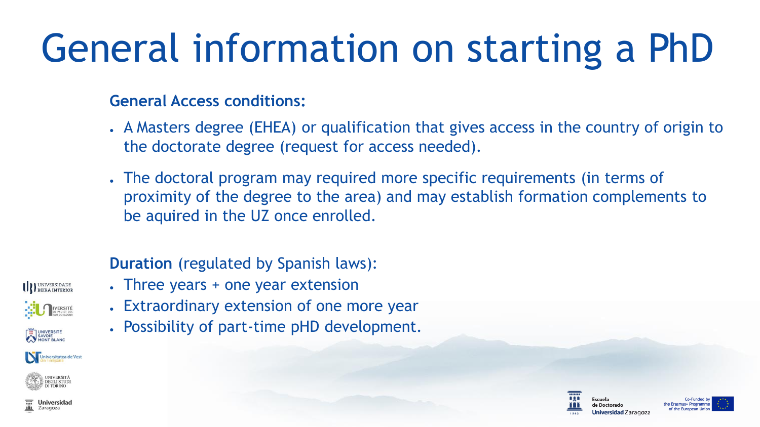# General information on starting a PhD

**General Access conditions:**

- A Masters degree (EHEA) or qualification that gives access in the country of origin to the doctorate degree (request for access needed).
- The doctoral program may required more specific requirements (in terms of proximity of the degree to the area) and may establish formation complements to be aquired in the UZ once enrolled.

**Duration** (regulated by Spanish laws):

- Three years + one year extension
- Extraordinary extension of one more year
- Possibility of part-time pHD development.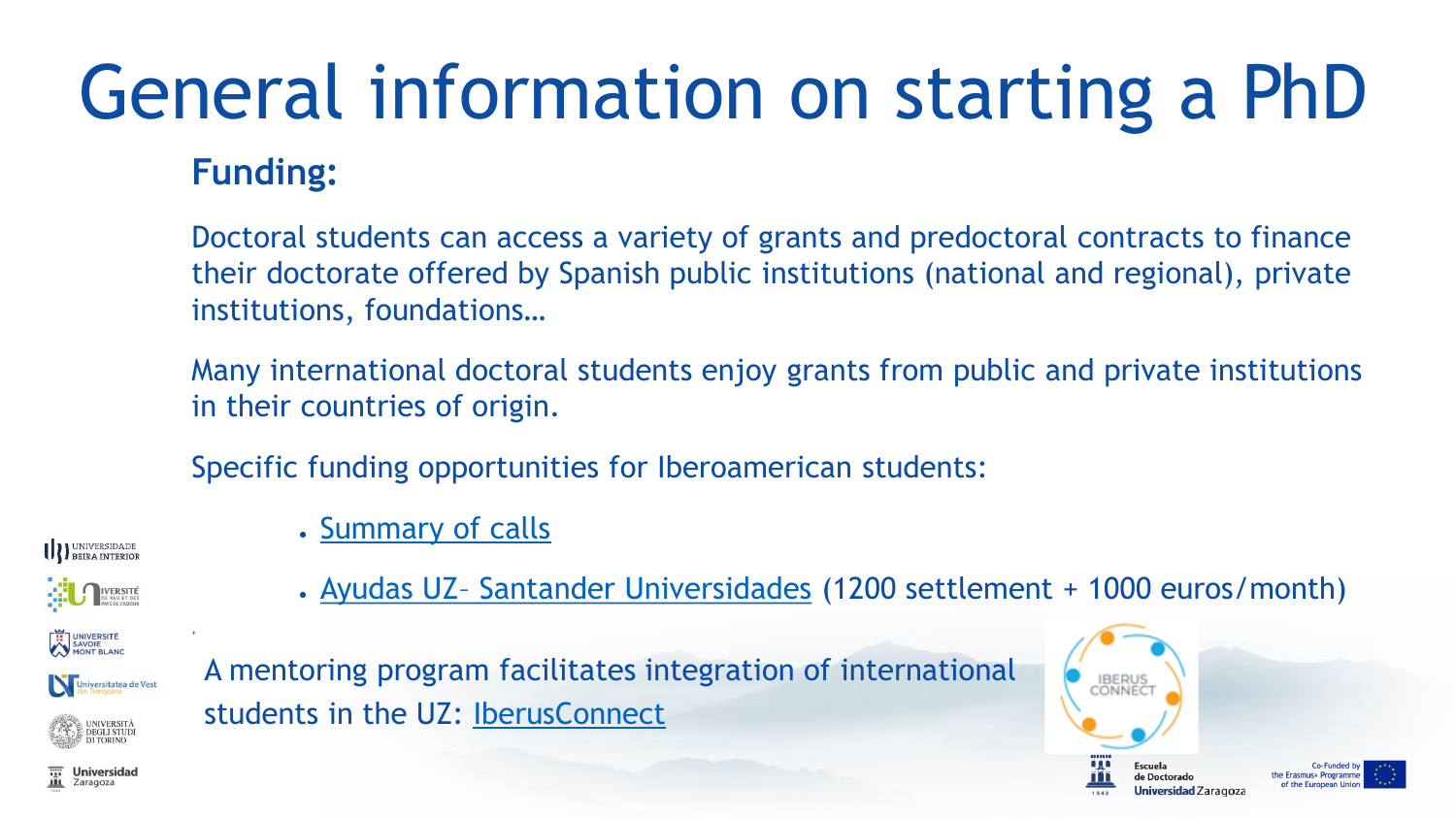# General information on starting a PhD

## Funding:

Doctoral students can access a variety of grants and predoctoral contracts to finance their doctorate offered by Spanish public institutions (national and regional), private institutions, foundations…

Many international doctoral students enjoy grants from public and private institutions in their countries of origin.

Specific funding opportunities for Iberoamerican students:

- Summary of calls
- Ayudas UZ– Santander Universidades (1200 settlement + 1000 euros/month)

A mentoring program facilitates integration of international students in the UZ: IberusConnect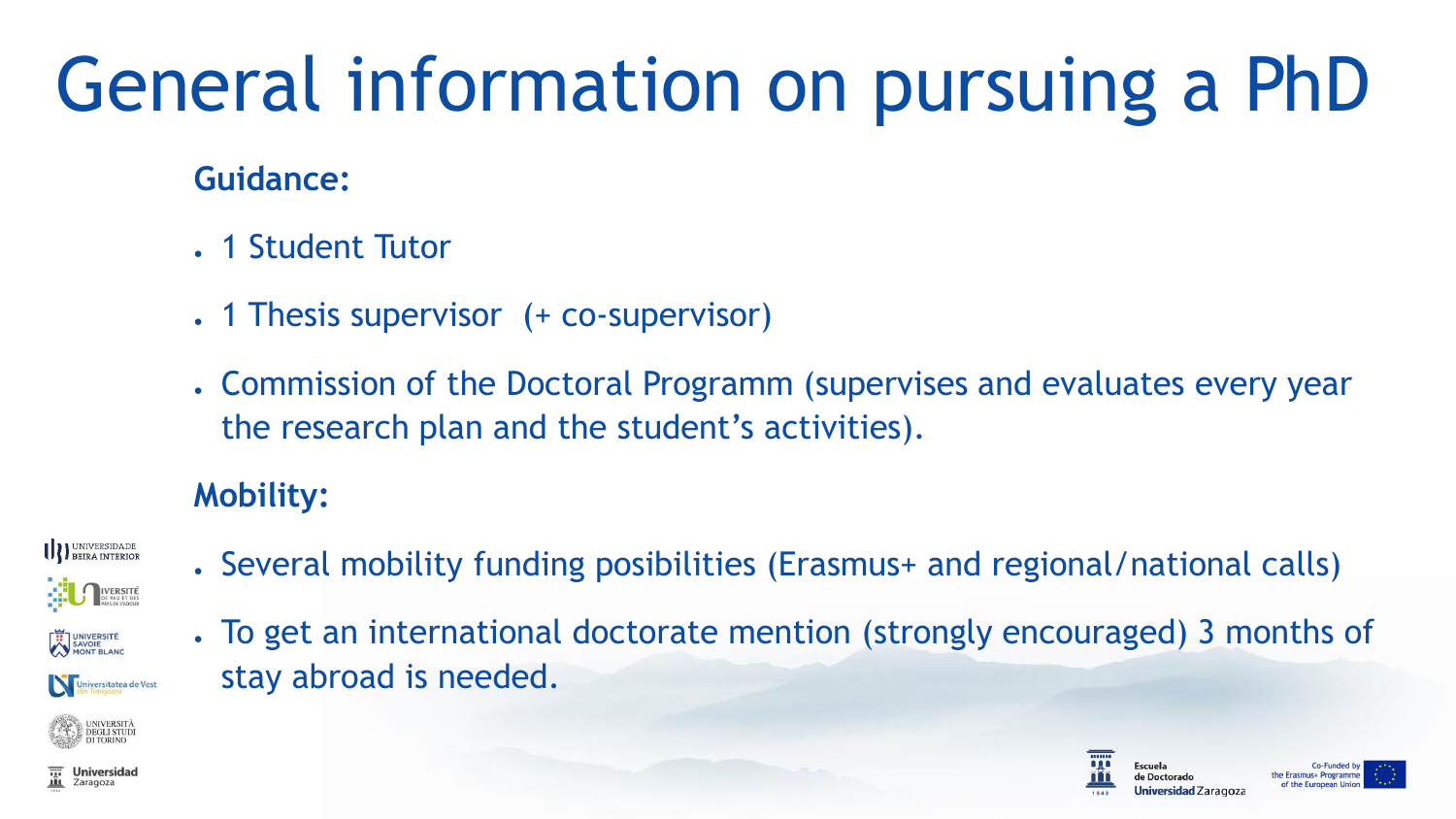# General information on pursuing a PhD

**Guidance:**

- 1 Student Tutor
- 1 Thesis supervisor (+ co-supervisor)
- Commission of the Doctoral Programm (supervises and evaluates every year the research plan and the student's activities).

**Mobility:**

- Several mobility funding posibilities (Erasmus+ and regional/national calls)
- To get an international doctorate mention (strongly encouraged) 3 months of stay abroad is needed.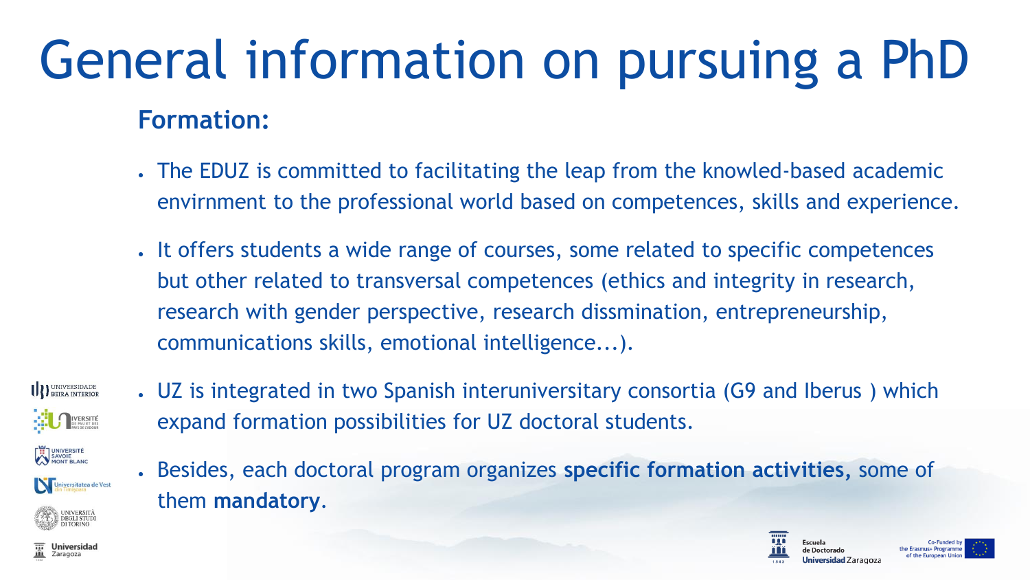# General information on pursuing a PhD

## Formation:

- The EDUZ is committed to facilitating the leap from the knowled-based academic envirnment to the professional world based on competences, skills and experience.
- It offers students a wide range of courses, some related to specific competences but other related to transversal competences (ethics and integrity in research, research with gender perspective, research dissmination, entrepreneurship, communications skills, emotional intelligence...).
- UZ is integrated in two Spanish interuniversitary consortia (G9 and Iberus ) which expand formation possibilities for UZ doctoral students.
- Besides, each doctoral program organizes **specific formation activities,** some of them **mandatory**.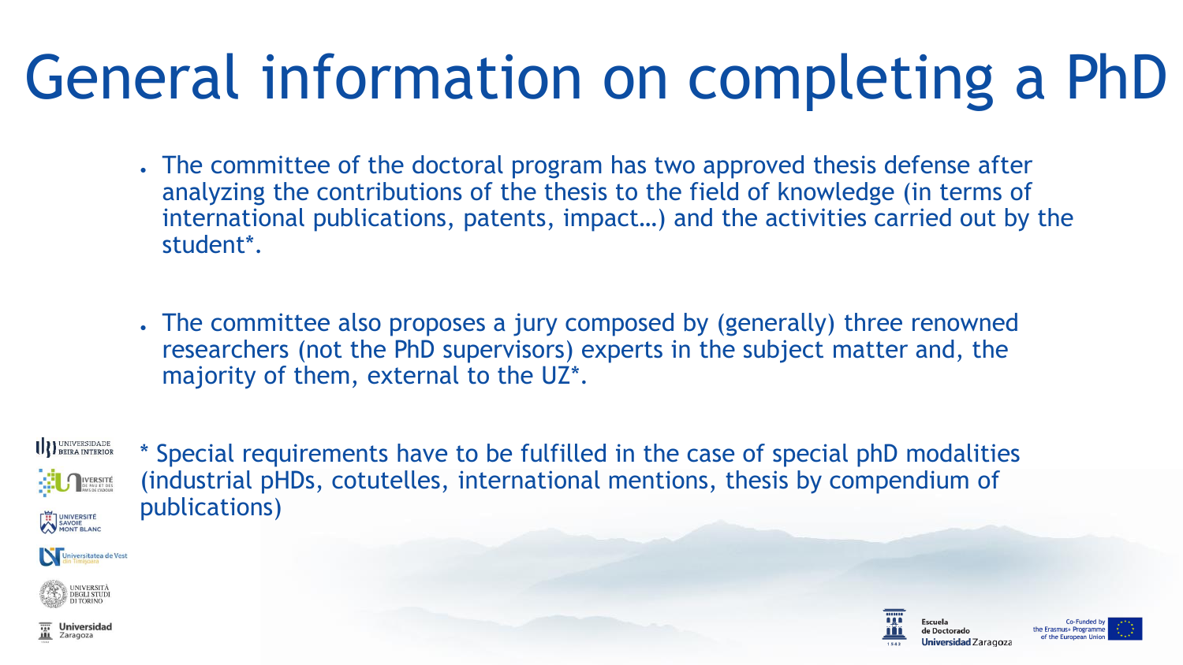# General information on completing a PhD

- The committee of the doctoral program has two approved thesis defense after analyzing the contributions of the thesis to the field of knowledge (in terms of international publications, patents, impact…) and the activities carried out by the student*.

- The committee also proposes a jury composed by (generally) three renowned researchers (not the PhD supervisors) experts in the subject matter and, the majority of them, external to the UZ*.

* Special requirements have to be fulfilled in the case of special phD modalities (industrial pHDs, cotutelles, international mentions, thesis by compendium of publications)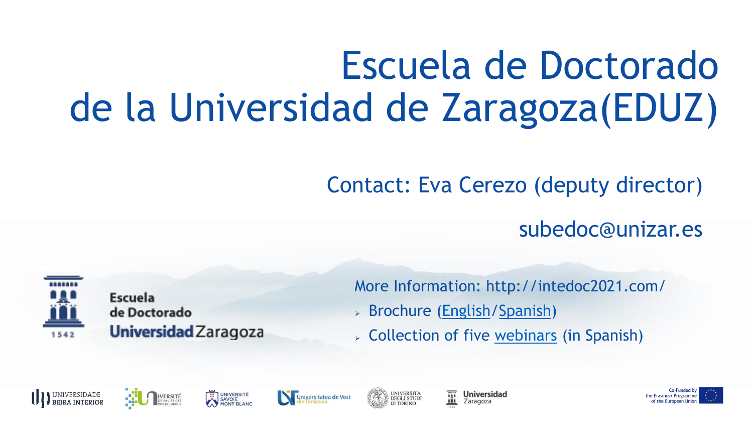# Escuela de Doctorado de la Universidad de Zaragoza(EDUZ)

Contact: Eva Cerezo (deputy director)

subedoc@unizar.es

Escuela de Doctorado Universidad Zaragoza

More Information: http://intedoc2021.com/

- Brochure (English/Spanish)
- Collection of five webinars (in Spanish)

Co-Funded by the Erasmus+ Programme of the European Union